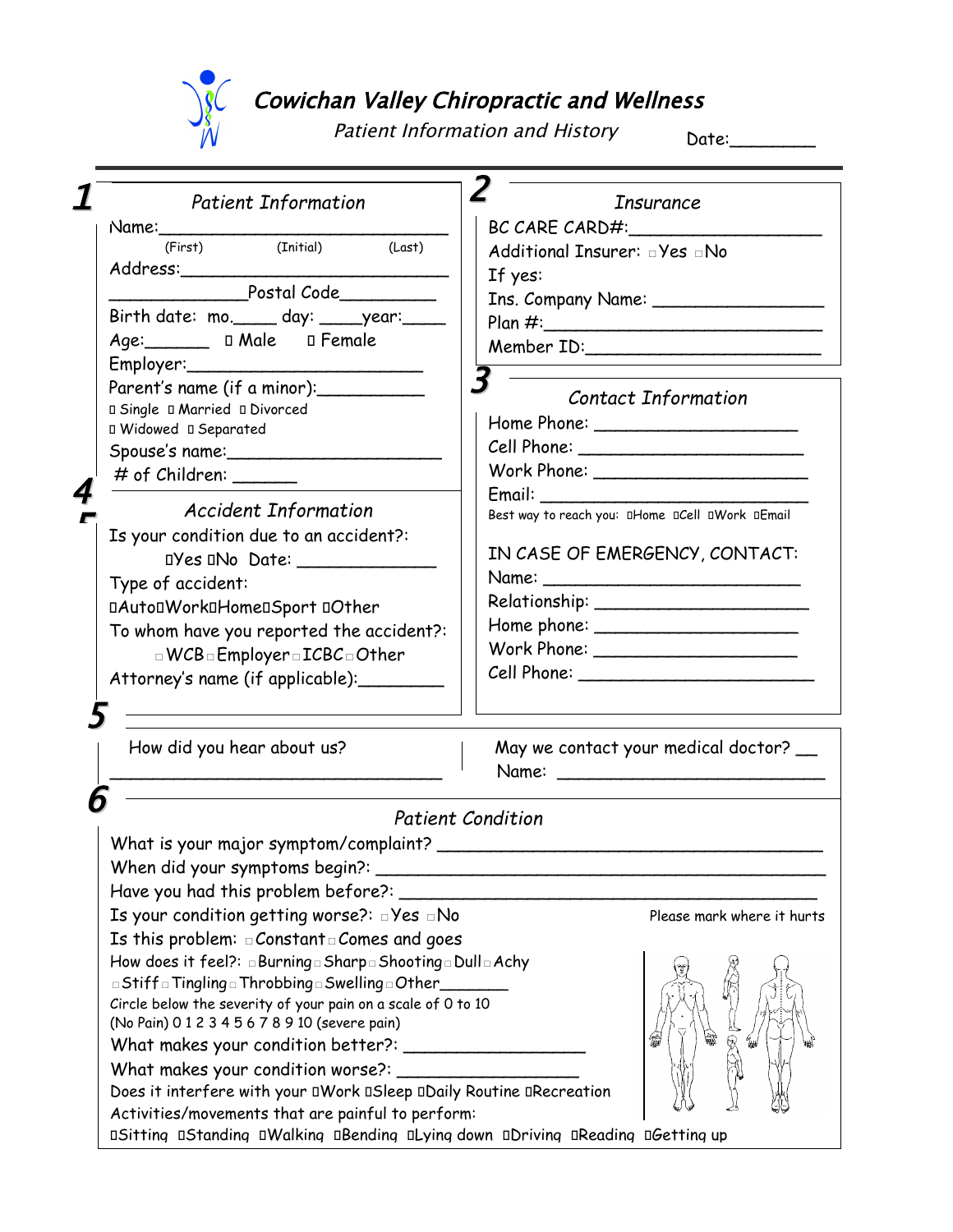# Cowichan Valley Chiropractic and Wellness

*Patient Information and History*

Date:________

## 1 Patient Information

Name:_______________________________
(First) (Initial) (Last)

Address:_____________________________

_____________Postal Code_________

Birth date: mo.____ day: ____year:____

Age:______ ☐ Male ☐ Female

Employer:_________________________

Parent's name (if a minor):__________

☐ Single ☐ Married ☐ Divorced
☐ Widowed ☐ Separated

Spouse's name:____________________

# of Children: ______

## 2 Insurance

BC CARE CARD#:_________________

Additional Insurer: ☐Yes ☐No

If yes:

Ins. Company Name: ________________

Plan #:__________________________

Member ID:______________________

## 3 Contact Information

Home Phone: ____________________

Cell Phone: _____________________

Work Phone: ____________________

Email: _________________________

Best way to reach you: ☐Home ☐Cell ☐Work ☐Email

IN CASE OF EMERGENCY, CONTACT:

Name: _________________________

Relationship: ____________________

Home phone: ____________________

Work Phone: ____________________

Cell Phone: ______________________

## 4 Accident Information

Is your condition due to an accident?:

☐Yes ☐No Date: _____________

Type of accident:

☐Auto☐Work☐Home☐Sport ☐Other

To whom have you reported the accident?:

☐WCB☐Employer☐ICBC☐Other

Attorney's name (if applicable):________

## 5

How did you hear about us?

______________________________

May we contact your medical doctor? __

Name: _________________________

## 6 Patient Condition

What is your major symptom/complaint? ___________________________________

When did your symptoms begin?: _______________________________________

Have you had this problem before?: _____________________________________

Is your condition getting worse?: ☐Yes ☐No

Is this problem: ☐Constant☐Comes and goes

How does it feel?: ☐Burning☐Sharp☐Shooting☐Dull☐Achy
☐Stiff☐Tingling☐Throbbing☐Swelling☐Other_______

Circle below the severity of your pain on a scale of 0 to 10
(No Pain) 0 1 2 3 4 5 6 7 8 9 10 (severe pain)

What makes your condition better?: _________________

What makes your condition worse?: _________________

Does it interfere with your ☐Work ☐Sleep ☐Daily Routine ☐Recreation

Activities/movements that are painful to perform:

☐Sitting ☐Standing ☐Walking ☐Bending ☐Lying down ☐Driving ☐Reading ☐Getting up

Please mark where it hurts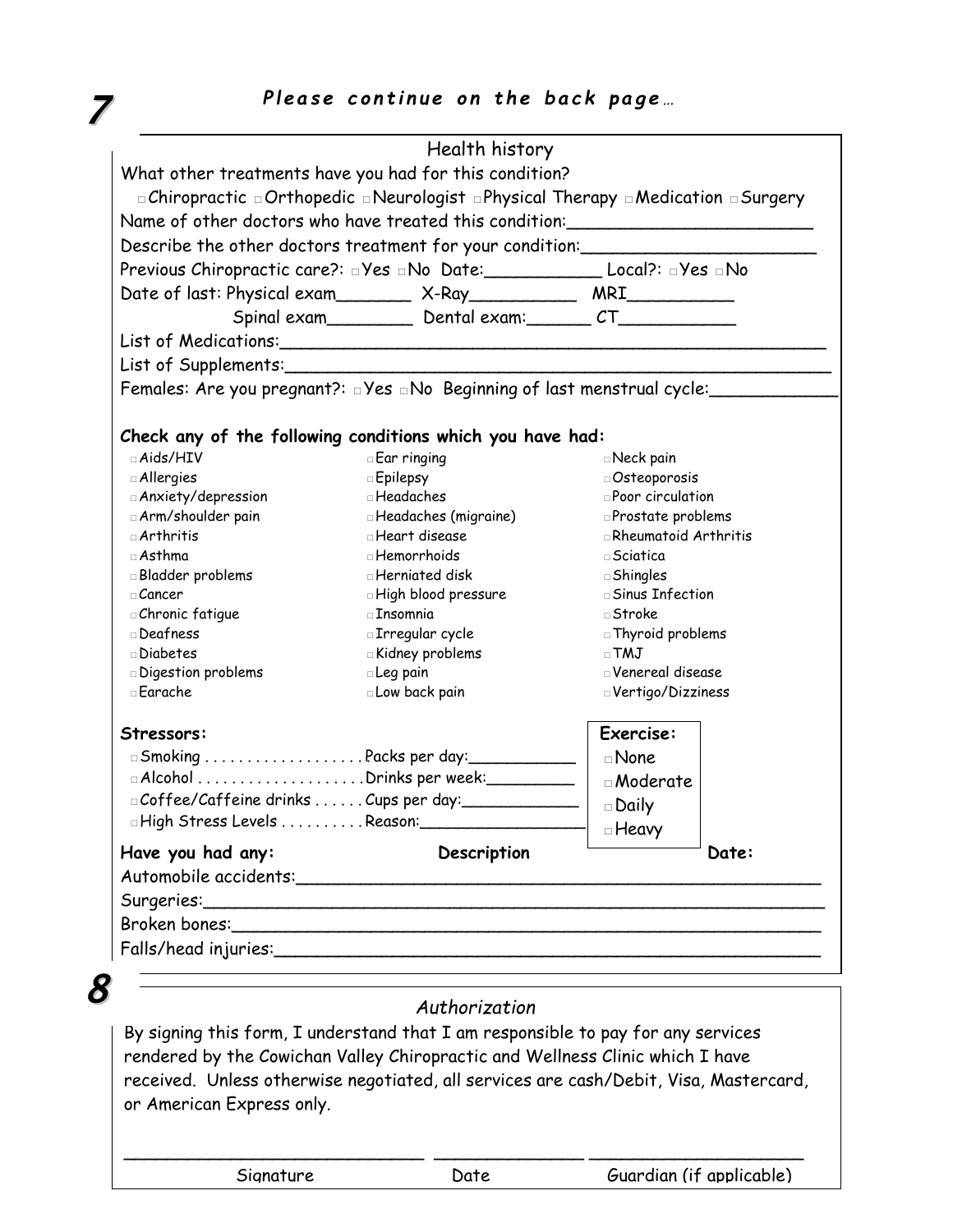**7** *Please continue on the back page…*

## Health history

What other treatments have you had for this condition?

□ Chiropractic □ Orthopedic □ Neurologist □ Physical Therapy □ Medication □ Surgery

Name of other doctors who have treated this condition:_______________________

Describe the other doctors treatment for your condition:______________________

Previous Chiropractic care?: □ Yes □ No Date:___________ Local?: □ Yes □ No

Date of last: Physical exam_______ X-Ray__________ MRI__________

Spinal exam________ Dental exam:______ CT___________

List of Medications:_____________________________________________________

List of Supplements:_____________________________________________________

Females: Are you pregnant?: □ Yes □ No Beginning of last menstrual cycle:___________

**Check any of the following conditions which you have had:**

| | | |
|---|---|---|
| □ Aids/HIV | □ Ear ringing | □ Neck pain |
| □ Allergies | □ Epilepsy | □ Osteoporosis |
| □ Anxiety/depression | □ Headaches | □ Poor circulation |
| □ Arm/shoulder pain | □ Headaches (migraine) | □ Prostate problems |
| □ Arthritis | □ Heart disease | □ Rheumatoid Arthritis |
| □ Asthma | □ Hemorrhoids | □ Sciatica |
| □ Bladder problems | □ Herniated disk | □ Shingles |
| □ Cancer | □ High blood pressure | □ Sinus Infection |
| □ Chronic fatigue | □ Insomnia | □ Stroke |
| □ Deafness | □ Irregular cycle | □ Thyroid problems |
| □ Diabetes | □ Kidney problems | □ TMJ |
| □ Digestion problems | □ Leg pain | □ Venereal disease |
| □ Earache | □ Low back pain | □ Vertigo/Dizziness |

**Stressors:**

□ Smoking . . . . . . . . . . . . . . . . . . Packs per day:___________

□ Alcohol . . . . . . . . . . . . . . . . . . . Drinks per week:_________

□ Coffee/Caffeine drinks . . . . . . Cups per day:____________

□ High Stress Levels . . . . . . . . . . Reason:_________________

**Exercise:**

□ None

□ Moderate

□ Daily

□ Heavy

**Have you had any:** **Description** **Date:**

Automobile accidents:__________________________________________________

Surgeries:_____________________________________________________________

Broken bones:__________________________________________________________

Falls/head injuries:_____________________________________________________

**8**

## *Authorization*

By signing this form, I understand that I am responsible to pay for any services rendered by the Cowichan Valley Chiropractic and Wellness Clinic which I have received. Unless otherwise negotiated, all services are cash/Debit, Visa, Mastercard, or American Express only.

____________________________ ______________ ____________________

Signature Date Guardian (if applicable)